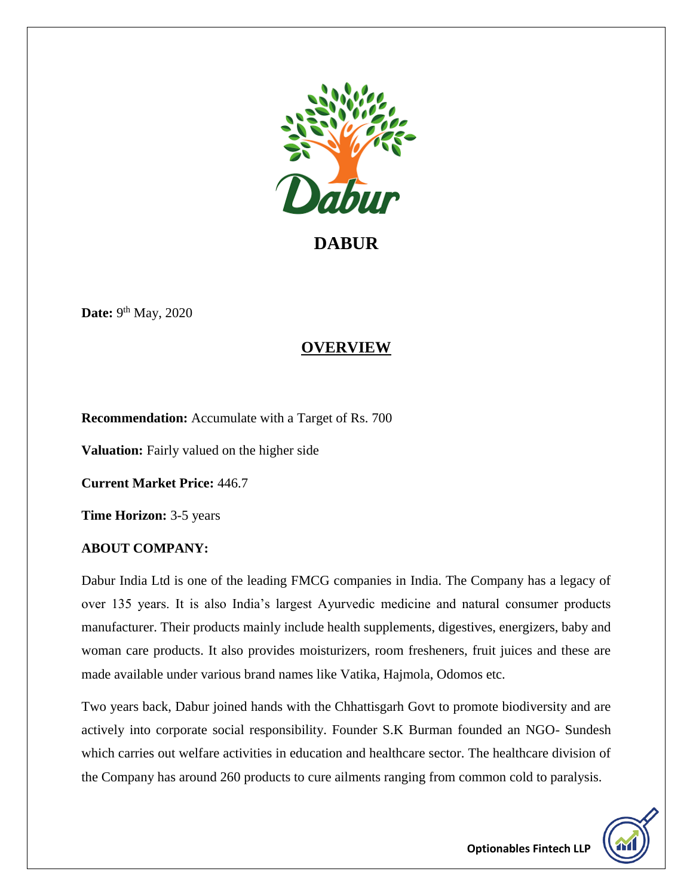# DABUR

**Date:** 9th May, 2020

## OVERVIEW

**Recommendation:** Accumulate with a Target of Rs. 700

**Valuation:** Fairly valued on the higher side

**Current Market Price:** 446.7

**Time Horizon:** 3-5 years

**ABOUT COMPANY:**

Dabur India Ltd is one of the leading FMCG companies in India. The Company has a legacy of over 135 years. It is also India's largest Ayurvedic medicine and natural consumer products manufacturer. Their products mainly include health supplements, digestives, energizers, baby and woman care products. It also provides moisturizers, room fresheners, fruit juices and these are made available under various brand names like Vatika, Hajmola, Odomos etc.

Two years back, Dabur joined hands with the Chhattisgarh Govt to promote biodiversity and are actively into corporate social responsibility. Founder S.K Burman founded an NGO- Sundesh which carries out welfare activities in education and healthcare sector. The healthcare division of the Company has around 260 products to cure ailments ranging from common cold to paralysis.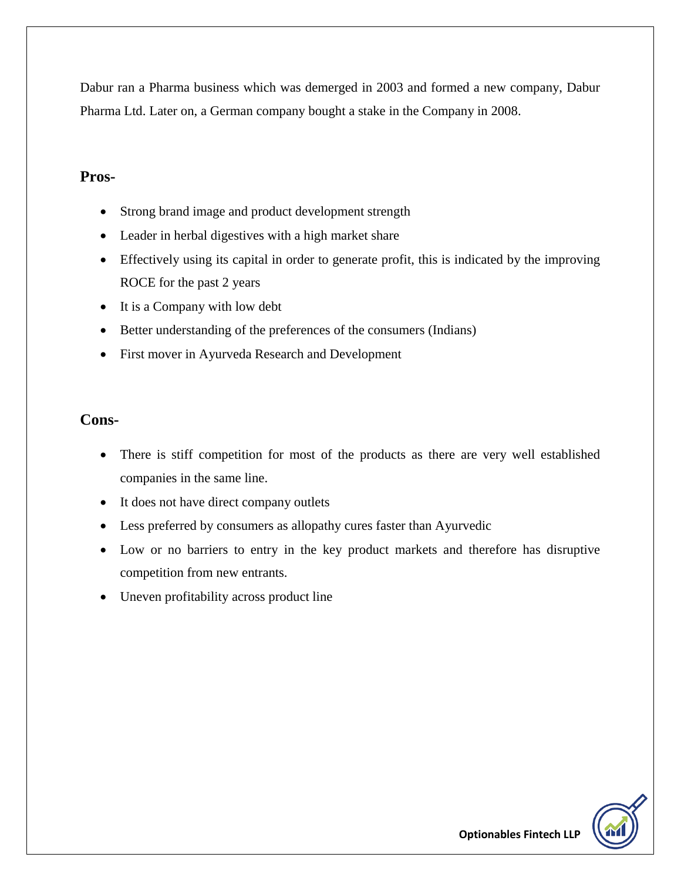Dabur ran a Pharma business which was demerged in 2003 and formed a new company, Dabur Pharma Ltd. Later on, a German company bought a stake in the Company in 2008.

## Pros-

- Strong brand image and product development strength
- Leader in herbal digestives with a high market share
- Effectively using its capital in order to generate profit, this is indicated by the improving ROCE for the past 2 years
- It is a Company with low debt
- Better understanding of the preferences of the consumers (Indians)
- First mover in Ayurveda Research and Development

## Cons-

- There is stiff competition for most of the products as there are very well established companies in the same line.
- It does not have direct company outlets
- Less preferred by consumers as allopathy cures faster than Ayurvedic
- Low or no barriers to entry in the key product markets and therefore has disruptive competition from new entrants.
- Uneven profitability across product line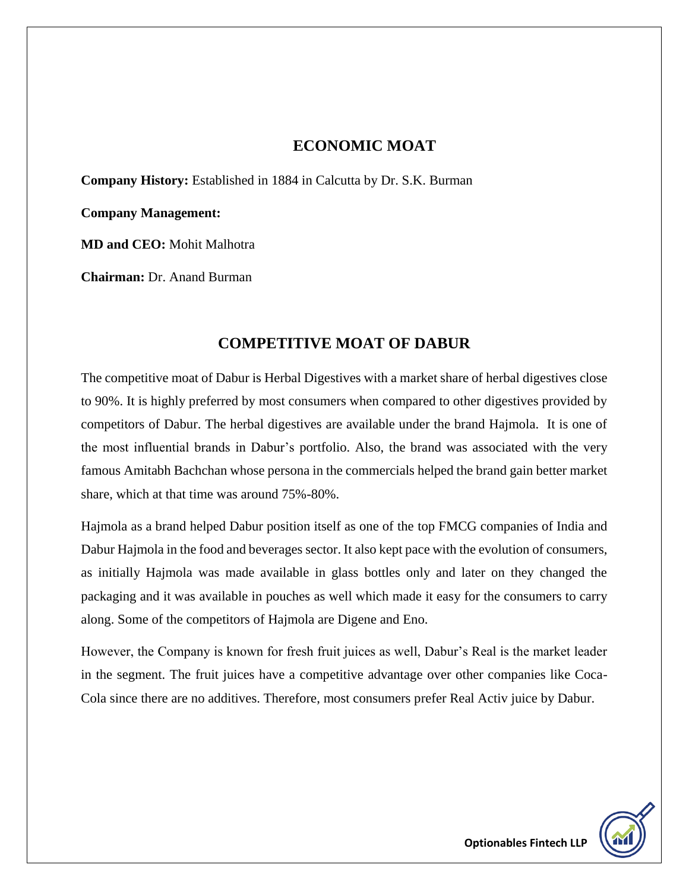## ECONOMIC MOAT

**Company History:** Established in 1884 in Calcutta by Dr. S.K. Burman

**Company Management:**

**MD and CEO:** Mohit Malhotra

**Chairman:** Dr. Anand Burman

## COMPETITIVE MOAT OF DABUR

The competitive moat of Dabur is Herbal Digestives with a market share of herbal digestives close to 90%. It is highly preferred by most consumers when compared to other digestives provided by competitors of Dabur. The herbal digestives are available under the brand Hajmola. It is one of the most influential brands in Dabur's portfolio. Also, the brand was associated with the very famous Amitabh Bachchan whose persona in the commercials helped the brand gain better market share, which at that time was around 75%-80%.

Hajmola as a brand helped Dabur position itself as one of the top FMCG companies of India and Dabur Hajmola in the food and beverages sector. It also kept pace with the evolution of consumers, as initially Hajmola was made available in glass bottles only and later on they changed the packaging and it was available in pouches as well which made it easy for the consumers to carry along. Some of the competitors of Hajmola are Digene and Eno.

However, the Company is known for fresh fruit juices as well, Dabur's Real is the market leader in the segment. The fruit juices have a competitive advantage over other companies like Coca-Cola since there are no additives. Therefore, most consumers prefer Real Activ juice by Dabur.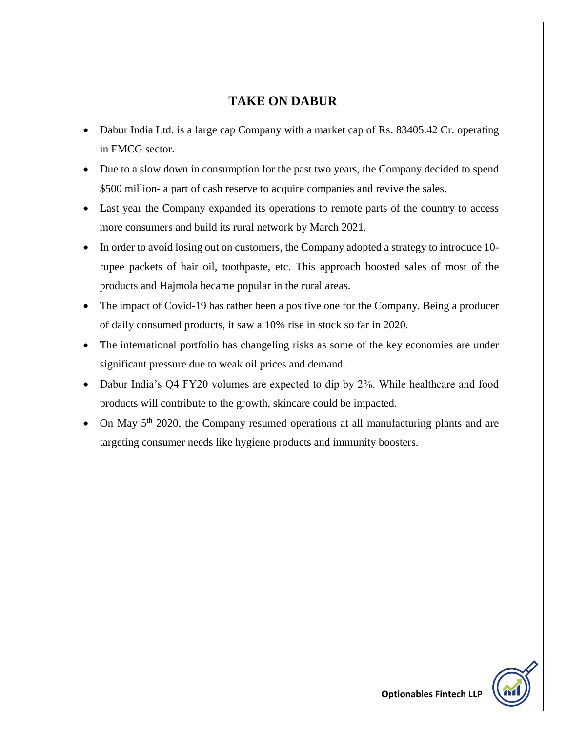# TAKE ON DABUR

- Dabur India Ltd. is a large cap Company with a market cap of Rs. 83405.42 Cr. operating in FMCG sector.
- Due to a slow down in consumption for the past two years, the Company decided to spend $500 million- a part of cash reserve to acquire companies and revive the sales.
- Last year the Company expanded its operations to remote parts of the country to access more consumers and build its rural network by March 2021.
- In order to avoid losing out on customers, the Company adopted a strategy to introduce 10-rupee packets of hair oil, toothpaste, etc. This approach boosted sales of most of the products and Hajmola became popular in the rural areas.
- The impact of Covid-19 has rather been a positive one for the Company. Being a producer of daily consumed products, it saw a 10% rise in stock so far in 2020.
- The international portfolio has changeling risks as some of the key economies are under significant pressure due to weak oil prices and demand.
- Dabur India's Q4 FY20 volumes are expected to dip by 2%. While healthcare and food products will contribute to the growth, skincare could be impacted.
- On May 5th 2020, the Company resumed operations at all manufacturing plants and are targeting consumer needs like hygiene products and immunity boosters.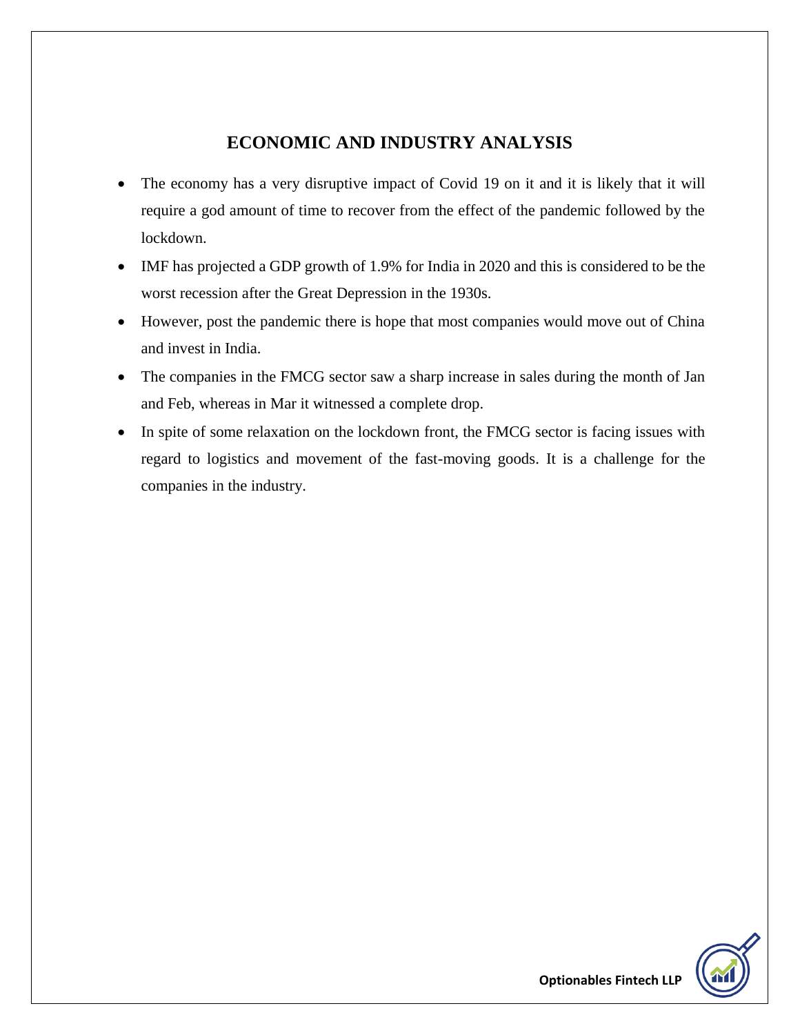# ECONOMIC AND INDUSTRY ANALYSIS

- The economy has a very disruptive impact of Covid 19 on it and it is likely that it will require a god amount of time to recover from the effect of the pandemic followed by the lockdown.
- IMF has projected a GDP growth of 1.9% for India in 2020 and this is considered to be the worst recession after the Great Depression in the 1930s.
- However, post the pandemic there is hope that most companies would move out of China and invest in India.
- The companies in the FMCG sector saw a sharp increase in sales during the month of Jan and Feb, whereas in Mar it witnessed a complete drop.
- In spite of some relaxation on the lockdown front, the FMCG sector is facing issues with regard to logistics and movement of the fast-moving goods. It is a challenge for the companies in the industry.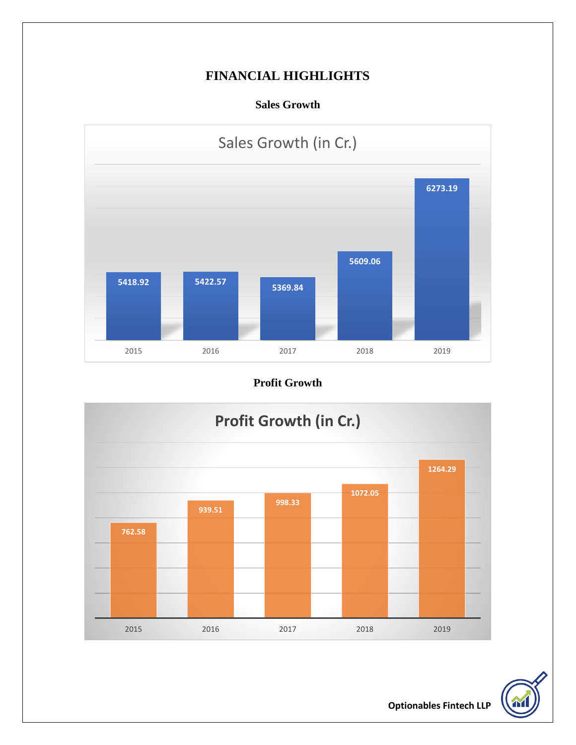# FINANCIAL HIGHLIGHTS

### Sales Growth

Sales Growth (in Cr.)

| Year | Sales (in Cr.) |
|---|---|
| 2015 | 5418.92 |
| 2016 | 5422.57 |
| 2017 | 5369.84 |
| 2018 | 5609.06 |
| 2019 | 6273.19 |

### Profit Growth

Profit Growth (in Cr.)

| Year | Profit (in Cr.) |
|---|---|
| 2015 | 762.58 |
| 2016 | 939.51 |
| 2017 | 998.33 |
| 2018 | 1072.05 |
| 2019 | 1264.29 |

Optionables Fintech LLP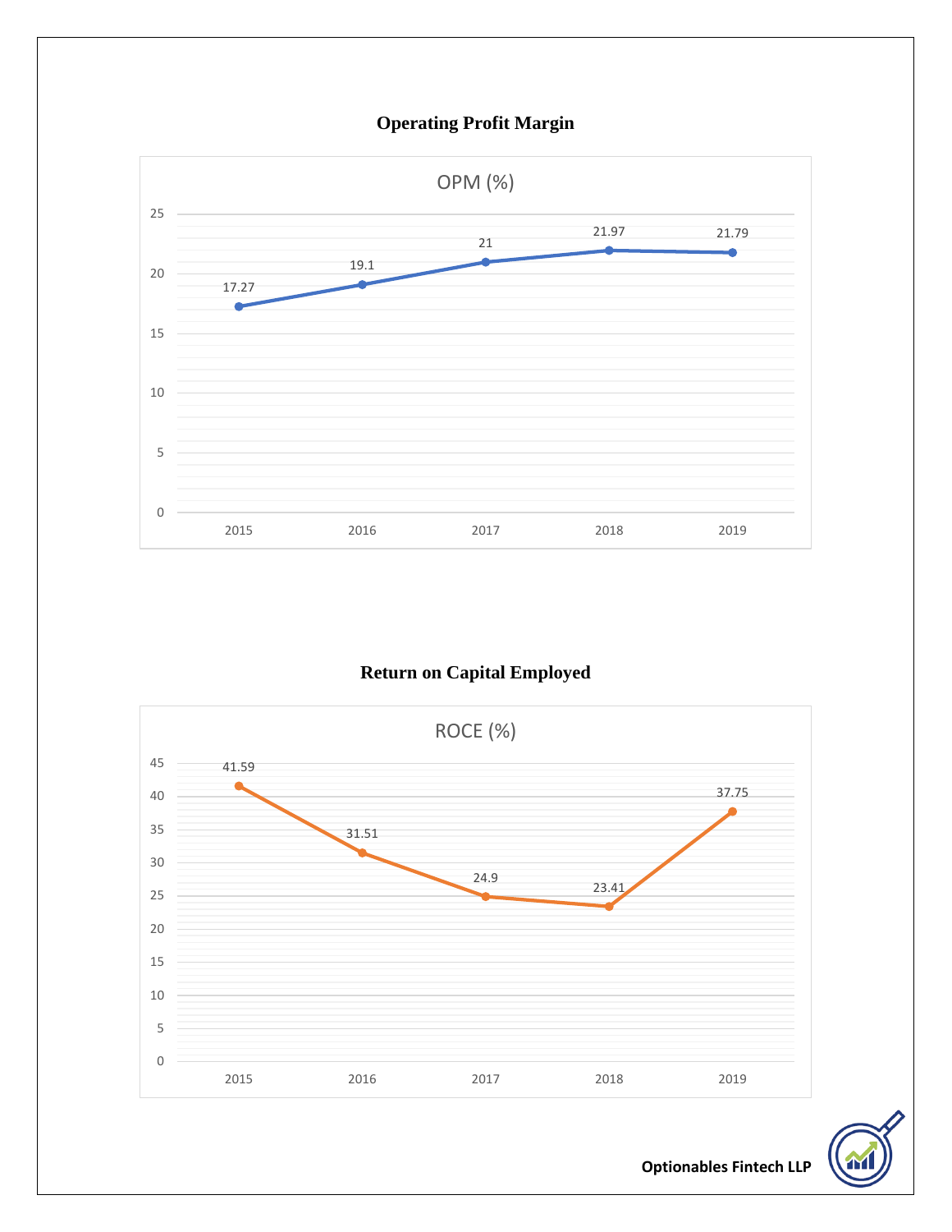## Operating Profit Margin

OPM (%)

| Year | OPM (%) |
|---|---|
| 2015 | 17.27 |
| 2016 | 19.1 |
| 2017 | 21 |
| 2018 | 21.97 |
| 2019 | 21.79 |

## Return on Capital Employed

ROCE (%)

| Year | ROCE (%) |
|---|---|
| 2015 | 41.59 |
| 2016 | 31.51 |
| 2017 | 24.9 |
| 2018 | 23.41 |
| 2019 | 37.75 |

**Optionables Fintech LLP**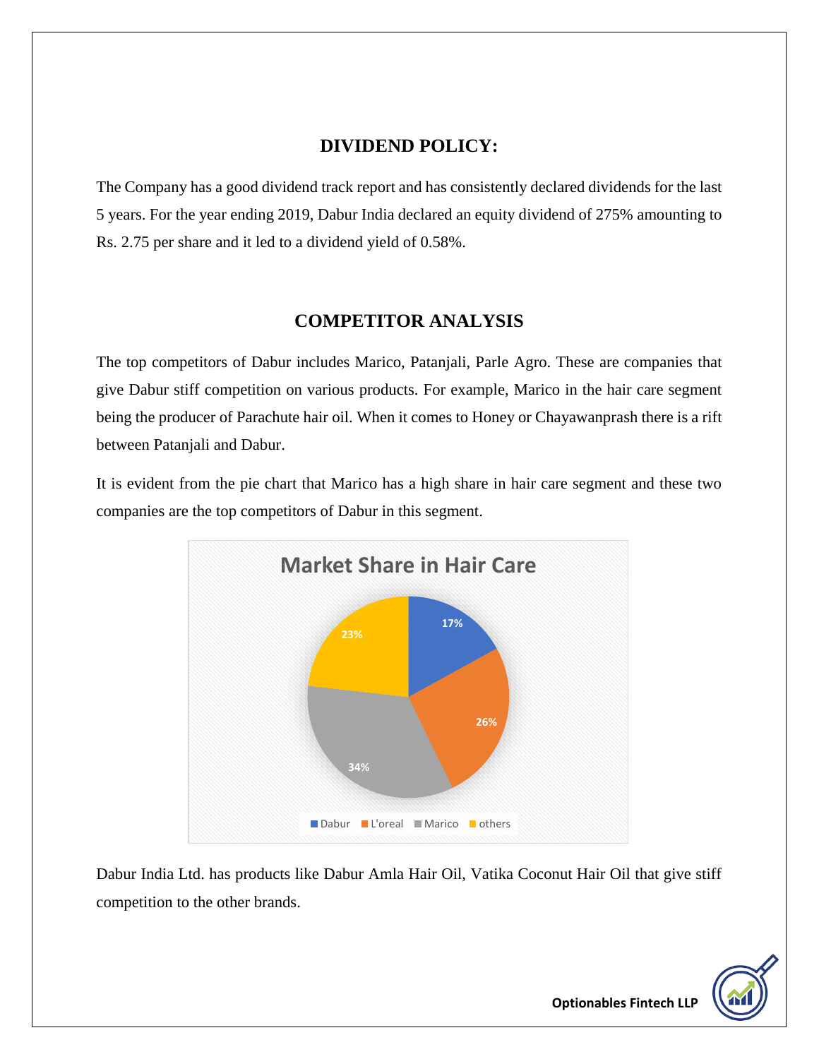## DIVIDEND POLICY:

The Company has a good dividend track report and has consistently declared dividends for the last 5 years. For the year ending 2019, Dabur India declared an equity dividend of 275% amounting to Rs. 2.75 per share and it led to a dividend yield of 0.58%.

## COMPETITOR ANALYSIS

The top competitors of Dabur includes Marico, Patanjali, Parle Agro. These are companies that give Dabur stiff competition on various products. For example, Marico in the hair care segment being the producer of Parachute hair oil. When it comes to Honey or Chayawanprash there is a rift between Patanjali and Dabur.

It is evident from the pie chart that Marico has a high share in hair care segment and these two companies are the top competitors of Dabur in this segment.

**Market Share in Hair Care**

| Company | Share |
|---|---|
| Dabur | 17% |
| L'oreal | 26% |
| Marico | 34% |
| others | 23% |

Dabur India Ltd. has products like Dabur Amla Hair Oil, Vatika Coconut Hair Oil that give stiff competition to the other brands.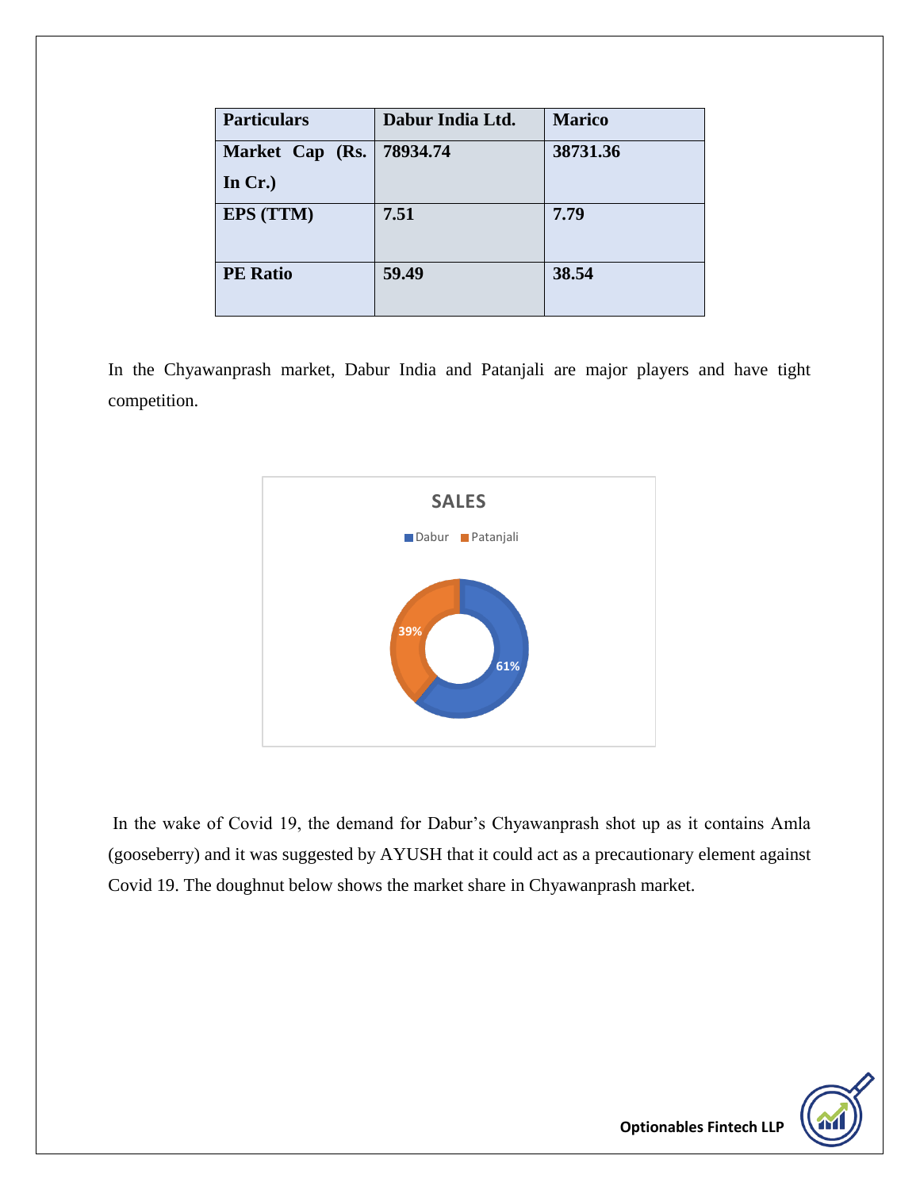| Particulars | Dabur India Ltd. | Marico |
|---|---|---|
| Market Cap (Rs. In Cr.) | 78934.74 | 38731.36 |
| EPS (TTM) | 7.51 | 7.79 |
| PE Ratio | 59.49 | 38.54 |

In the Chyawanprash market, Dabur India and Patanjali are major players and have tight competition.

In the wake of Covid 19, the demand for Dabur's Chyawanprash shot up as it contains Amla (gooseberry) and it was suggested by AYUSH that it could act as a precautionary element against Covid 19. The doughnut below shows the market share in Chyawanprash market.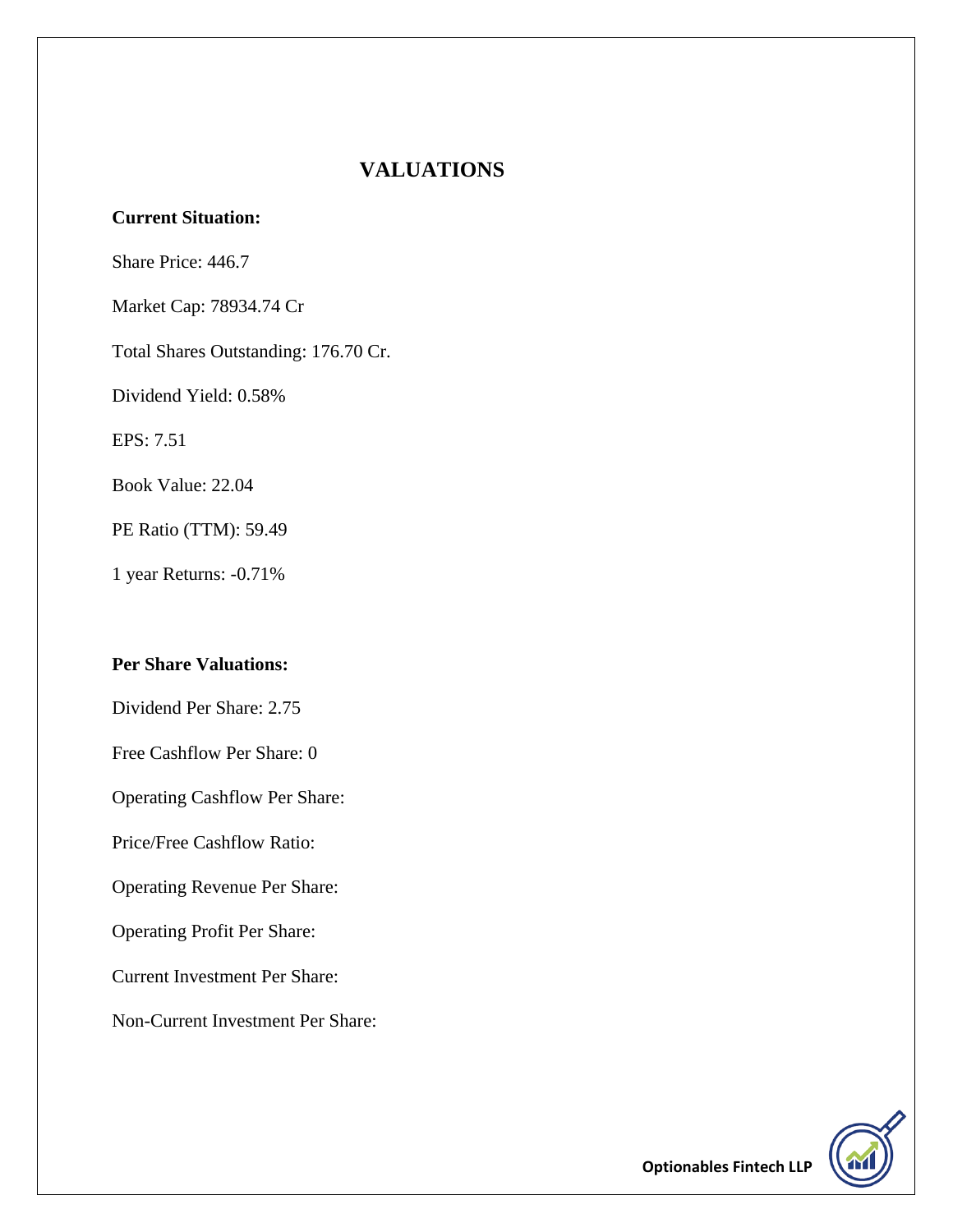# VALUATIONS

**Current Situation:**

Share Price: 446.7

Market Cap: 78934.74 Cr

Total Shares Outstanding: 176.70 Cr.

Dividend Yield: 0.58%

EPS: 7.51

Book Value: 22.04

PE Ratio (TTM): 59.49

1 year Returns: -0.71%

**Per Share Valuations:**

Dividend Per Share: 2.75

Free Cashflow Per Share: 0

Operating Cashflow Per Share:

Price/Free Cashflow Ratio:

Operating Revenue Per Share:

Operating Profit Per Share:

Current Investment Per Share:

Non-Current Investment Per Share: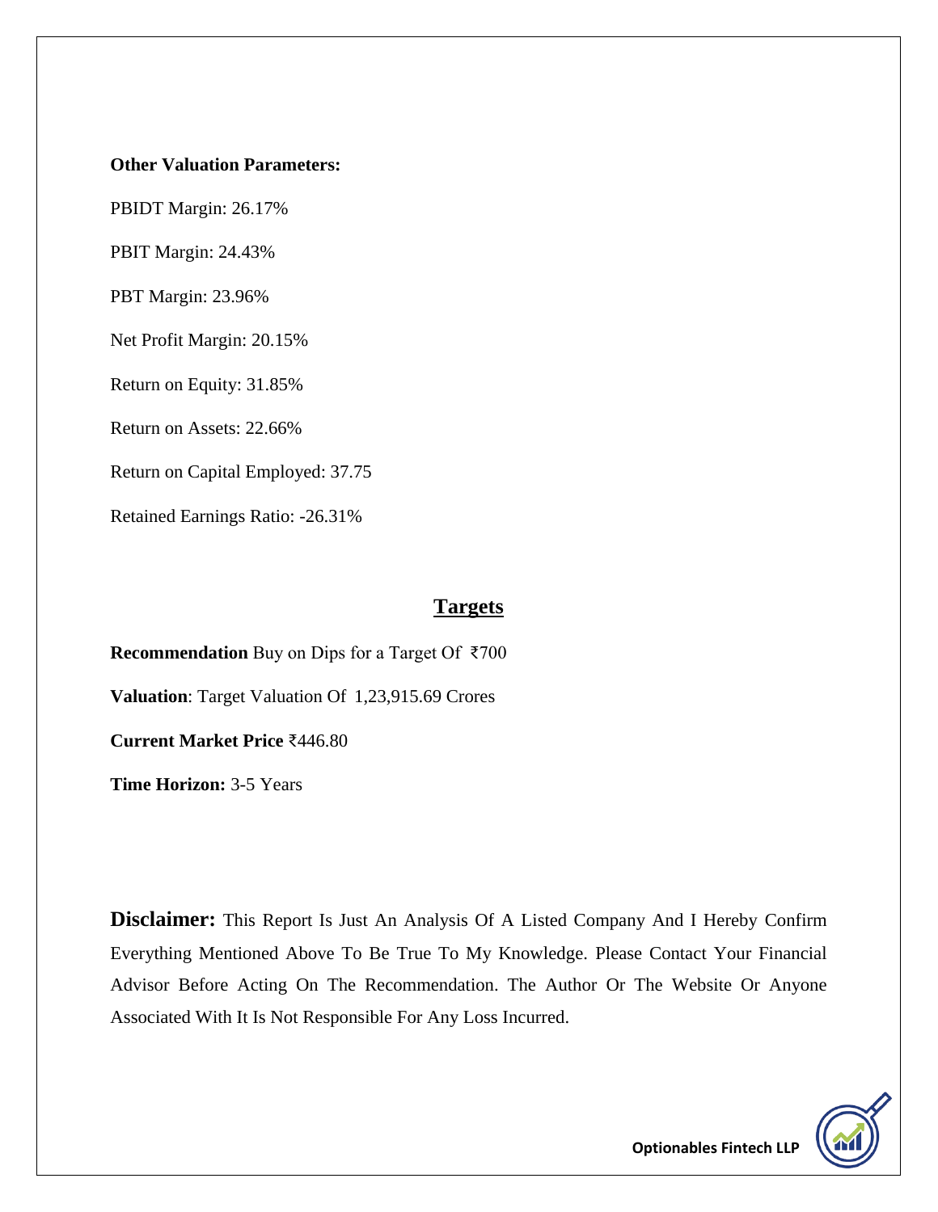**Other Valuation Parameters:**

PBIDT Margin: 26.17%

PBIT Margin: 24.43%

PBT Margin: 23.96%

Net Profit Margin: 20.15%

Return on Equity: 31.85%

Return on Assets: 22.66%

Return on Capital Employed: 37.75

Retained Earnings Ratio: -26.31%

## Targets

**Recommendation** Buy on Dips for a Target Of ₹700

**Valuation**: Target Valuation Of 1,23,915.69 Crores

**Current Market Price** ₹446.80

**Time Horizon:** 3-5 Years

**Disclaimer:** This Report Is Just An Analysis Of A Listed Company And I Hereby Confirm Everything Mentioned Above To Be True To My Knowledge. Please Contact Your Financial Advisor Before Acting On The Recommendation. The Author Or The Website Or Anyone Associated With It Is Not Responsible For Any Loss Incurred.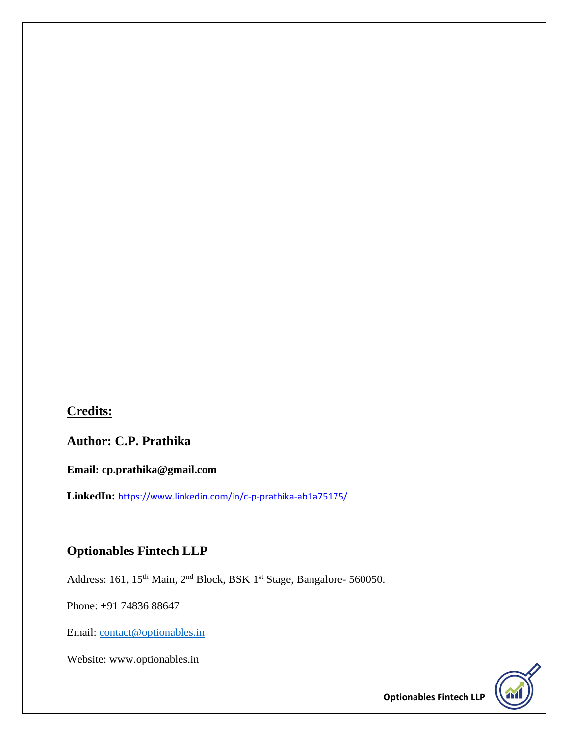**Credits:**

## Author: C.P. Prathika

**Email: cp.prathika@gmail.com**

**LinkedIn:** https://www.linkedin.com/in/c-p-prathika-ab1a75175/

## Optionables Fintech LLP

Address: 161, 15th Main, 2nd Block, BSK 1st Stage, Bangalore- 560050.

Phone: +91 74836 88647

Email: contact@optionables.in

Website: www.optionables.in